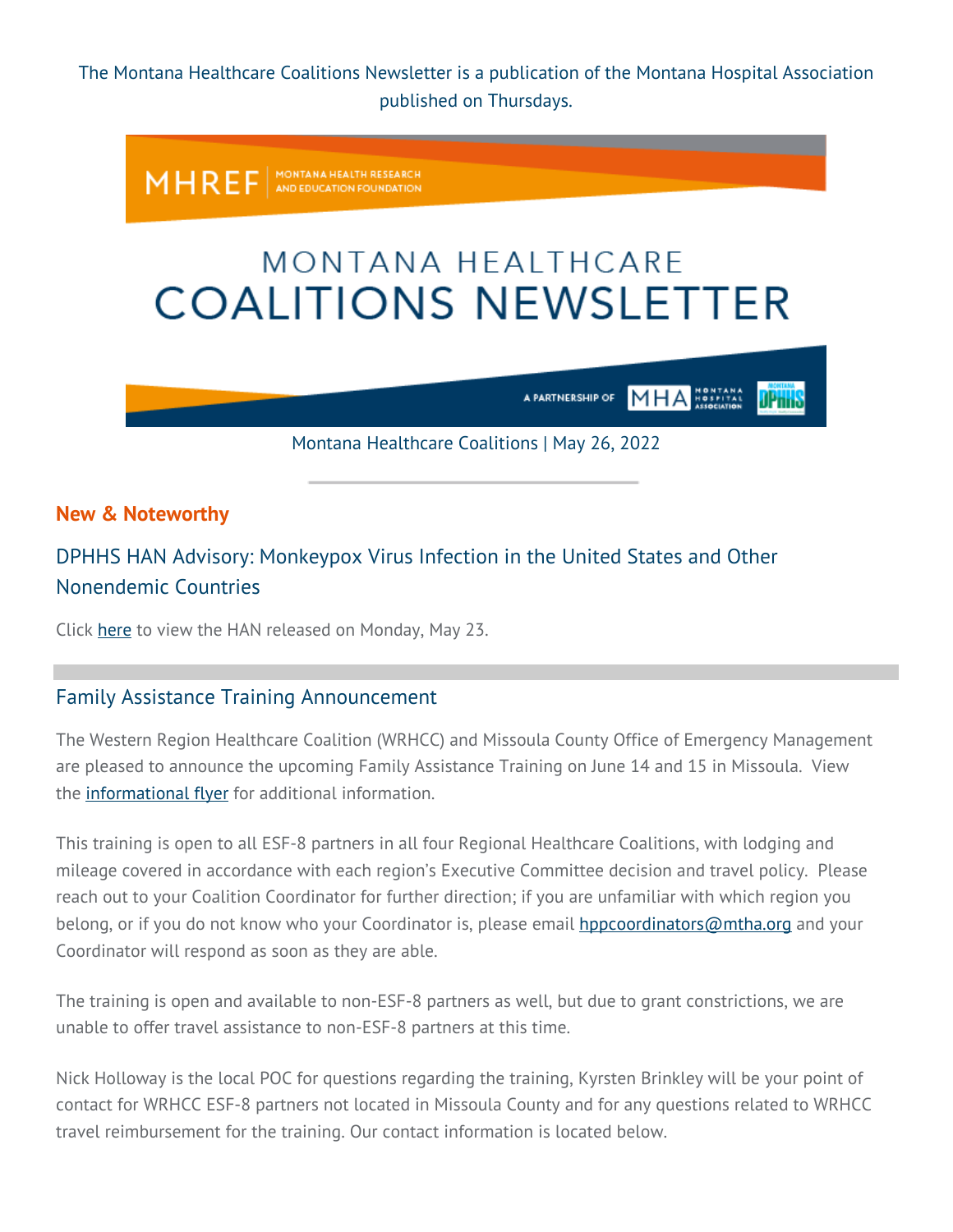The Montana Healthcare Coalitions Newsletter is a publication of the Montana Hospital Association published on Thursdays.

MHREF | MONTANA HEALTH RESEARCH AND EDUCATION FOUNDATION

# MONTANA HEALTHCARE COALITIONS NEWSLETTER

A PARTNERSHIP OF MHA MONTANA HOSPITAL ASSOCIATION | MONTANA DPHHS

Montana Healthcare Coalitions | May 26, 2022

## New & Noteworthy

### DPHHS HAN Advisory: Monkeypox Virus Infection in the United States and Other Nonendemic Countries

Click here to view the HAN released on Monday, May 23.

### Family Assistance Training Announcement

The Western Region Healthcare Coalition (WRHCC) and Missoula County Office of Emergency Management are pleased to announce the upcoming Family Assistance Training on June 14 and 15 in Missoula. View the informational flyer for additional information.

This training is open to all ESF-8 partners in all four Regional Healthcare Coalitions, with lodging and mileage covered in accordance with each region's Executive Committee decision and travel policy. Please reach out to your Coalition Coordinator for further direction; if you are unfamiliar with which region you belong, or if you do not know who your Coordinator is, please email hppcoordinators@mtha.org and your Coordinator will respond as soon as they are able.

The training is open and available to non-ESF-8 partners as well, but due to grant constrictions, we are unable to offer travel assistance to non-ESF-8 partners at this time.

Nick Holloway is the local POC for questions regarding the training, Kyrsten Brinkley will be your point of contact for WRHCC ESF-8 partners not located in Missoula County and for any questions related to WRHCC travel reimbursement for the training. Our contact information is located below.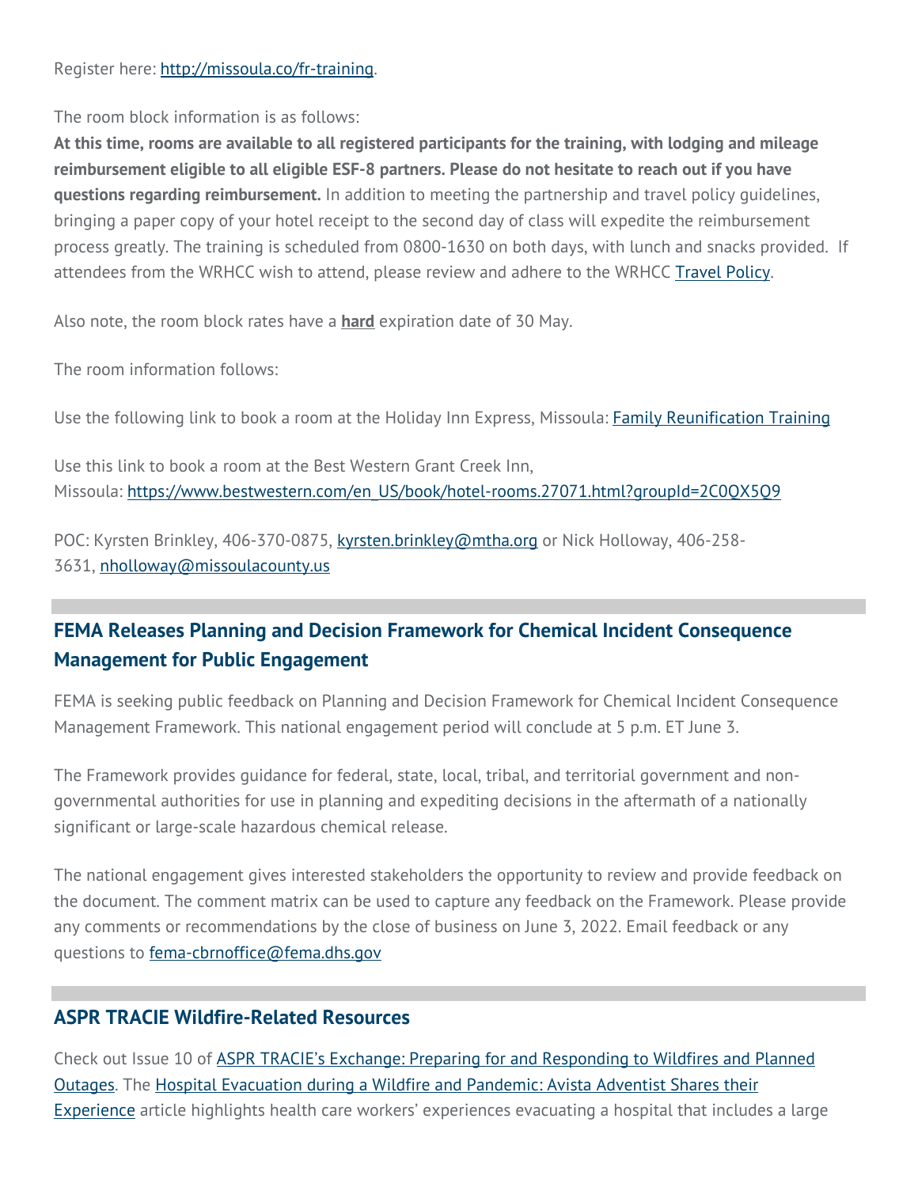Register here: [http://missoula.co/fr-training](http://missoula.co/fr-training).

The room block information is as follows:

**At this time, rooms are available to all registered participants for the training, with lodging and mileage reimbursement eligible to all eligible ESF-8 partners. Please do not hesitate to reach out if you have questions regarding reimbursement.** In addition to meeting the partnership and travel policy guidelines, bringing a paper copy of your hotel receipt to the second day of class will expedite the reimbursement process greatly. The training is scheduled from 0800-1630 on both days, with lunch and snacks provided. If attendees from the WRHCC wish to attend, please review and adhere to the WRHCC [Travel Policy](#).

Also note, the room block rates have a **hard** expiration date of 30 May.

The room information follows:

Use the following link to book a room at the Holiday Inn Express, Missoula: [Family Reunification Training](#)

Use this link to book a room at the Best Western Grant Creek Inn, Missoula: [https://www.bestwestern.com/en_US/book/hotel-rooms.27071.html?groupId=2C0QX5Q9](https://www.bestwestern.com/en_US/book/hotel-rooms.27071.html?groupId=2C0QX5Q9)

POC: Kyrsten Brinkley, 406-370-0875, [kyrsten.brinkley@mtha.org](mailto:kyrsten.brinkley@mtha.org) or Nick Holloway, 406-258-3631, [nholloway@missoulacounty.us](mailto:nholloway@missoulacounty.us)

## FEMA Releases Planning and Decision Framework for Chemical Incident Consequence Management for Public Engagement

FEMA is seeking public feedback on Planning and Decision Framework for Chemical Incident Consequence Management Framework. This national engagement period will conclude at 5 p.m. ET June 3.

The Framework provides guidance for federal, state, local, tribal, and territorial government and non-governmental authorities for use in planning and expediting decisions in the aftermath of a nationally significant or large-scale hazardous chemical release.

The national engagement gives interested stakeholders the opportunity to review and provide feedback on the document. The comment matrix can be used to capture any feedback on the Framework. Please provide any comments or recommendations by the close of business on June 3, 2022. Email feedback or any questions to [fema-cbrnoffice@fema.dhs.gov](mailto:fema-cbrnoffice@fema.dhs.gov)

## ASPR TRACIE Wildfire-Related Resources

Check out Issue 10 of [ASPR TRACIE's Exchange: Preparing for and Responding to Wildfires and Planned Outages](#). The [Hospital Evacuation during a Wildfire and Pandemic: Avista Adventist Shares their Experience](#) article highlights health care workers' experiences evacuating a hospital that includes a large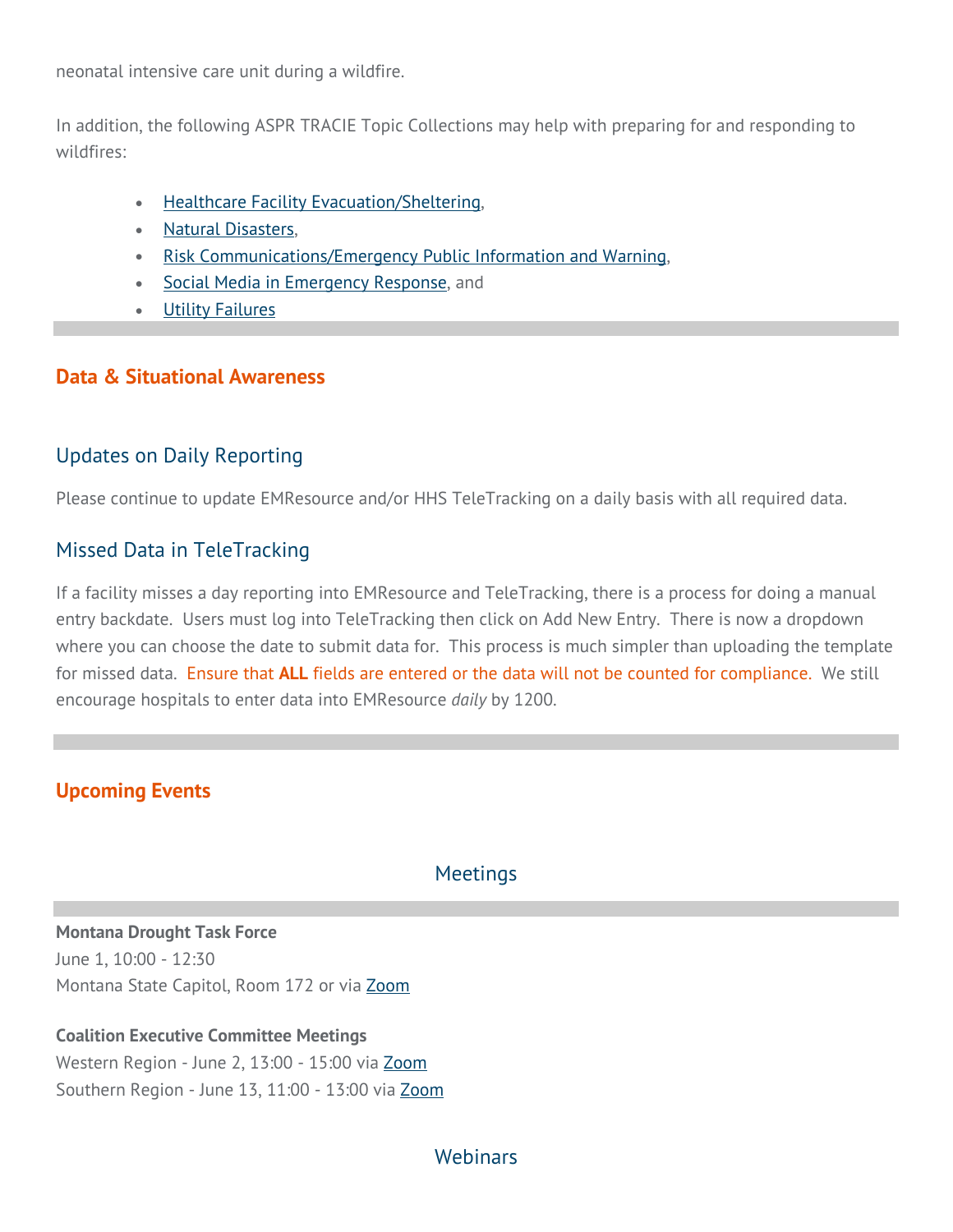neonatal intensive care unit during a wildfire.

In addition, the following ASPR TRACIE Topic Collections may help with preparing for and responding to wildfires:

- Healthcare Facility Evacuation/Sheltering,
- Natural Disasters,
- Risk Communications/Emergency Public Information and Warning,
- Social Media in Emergency Response, and
- Utility Failures

## Data & Situational Awareness

### Updates on Daily Reporting

Please continue to update EMResource and/or HHS TeleTracking on a daily basis with all required data.

### Missed Data in TeleTracking

If a facility misses a day reporting into EMResource and TeleTracking, there is a process for doing a manual entry backdate. Users must log into TeleTracking then click on Add New Entry. There is now a dropdown where you can choose the date to submit data for. This process is much simpler than uploading the template for missed data. Ensure that **ALL** fields are entered or the data will not be counted for compliance. We still encourage hospitals to enter data into EMResource *daily* by 1200.

## Upcoming Events

### Meetings

**Montana Drought Task Force**
June 1, 10:00 - 12:30
Montana State Capitol, Room 172 or via Zoom

**Coalition Executive Committee Meetings**
Western Region - June 2, 13:00 - 15:00 via Zoom
Southern Region - June 13, 11:00 - 13:00 via Zoom

### Webinars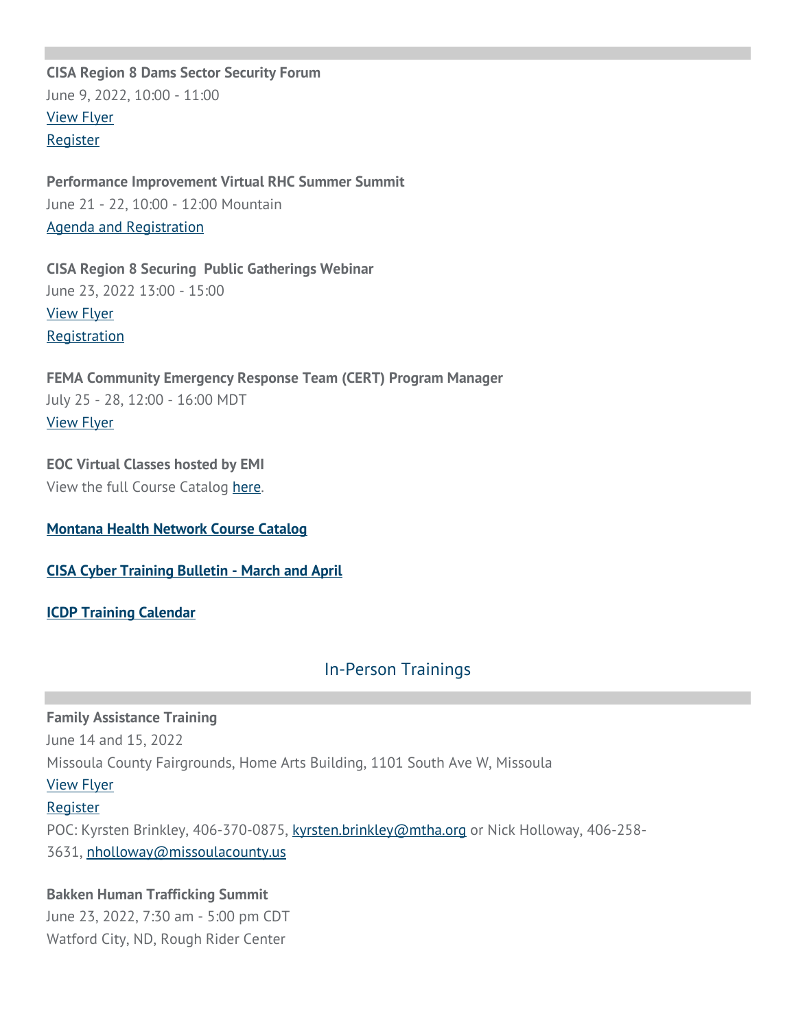**CISA Region 8 Dams Sector Security Forum**
June 9, 2022, 10:00 - 11:00
View Flyer
Register

**Performance Improvement Virtual RHC Summer Summit**
June 21 - 22, 10:00 - 12:00 Mountain
Agenda and Registration

**CISA Region 8 Securing Public Gatherings Webinar**
June 23, 2022 13:00 - 15:00
View Flyer
Registration

**FEMA Community Emergency Response Team (CERT) Program Manager**
July 25 - 28, 12:00 - 16:00 MDT
View Flyer

**EOC Virtual Classes hosted by EMI**
View the full Course Catalog here.

**Montana Health Network Course Catalog**

**CISA Cyber Training Bulletin - March and April**

**ICDP Training Calendar**

## In-Person Trainings

**Family Assistance Training**
June 14 and 15, 2022
Missoula County Fairgrounds, Home Arts Building, 1101 South Ave W, Missoula
View Flyer
Register
POC: Kyrsten Brinkley, 406-370-0875, kyrsten.brinkley@mtha.org or Nick Holloway, 406-258-3631, nholloway@missoulacounty.us

**Bakken Human Trafficking Summit**
June 23, 2022, 7:30 am - 5:00 pm CDT
Watford City, ND, Rough Rider Center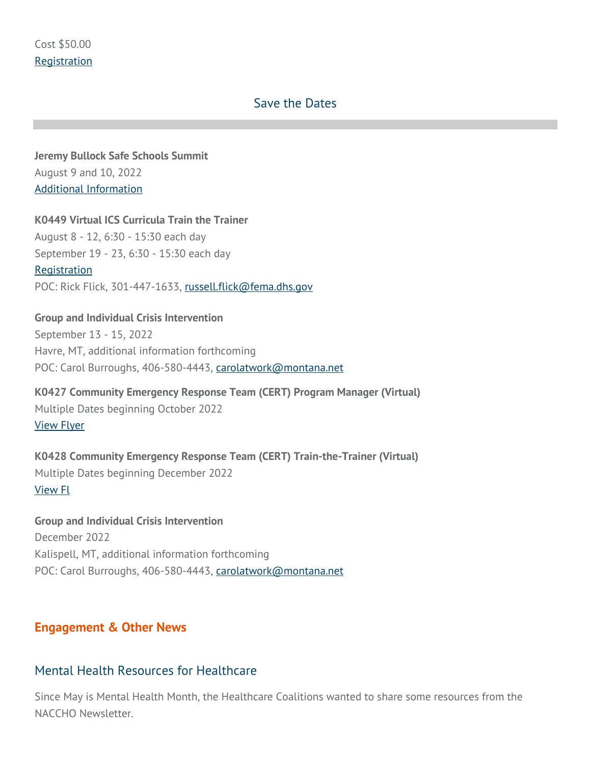Cost $50.00
Registration

## Save the Dates

**Jeremy Bullock Safe Schools Summit**
August 9 and 10, 2022
Additional Information

**K0449 Virtual ICS Curricula Train the Trainer**
August 8 - 12, 6:30 - 15:30 each day
September 19 - 23, 6:30 - 15:30 each day
Registration
POC: Rick Flick, 301-447-1633, russell.flick@fema.dhs.gov

**Group and Individual Crisis Intervention**
September 13 - 15, 2022
Havre, MT, additional information forthcoming
POC: Carol Burroughs, 406-580-4443, carolatwork@montana.net

**K0427 Community Emergency Response Team (CERT) Program Manager (Virtual)**
Multiple Dates beginning October 2022
View Flyer

**K0428 Community Emergency Response Team (CERT) Train-the-Trainer (Virtual)**
Multiple Dates beginning December 2022
View Fl

**Group and Individual Crisis Intervention**
December 2022
Kalispell, MT, additional information forthcoming
POC: Carol Burroughs, 406-580-4443, carolatwork@montana.net

## Engagement & Other News

### Mental Health Resources for Healthcare

Since May is Mental Health Month, the Healthcare Coalitions wanted to share some resources from the NACCHO Newsletter.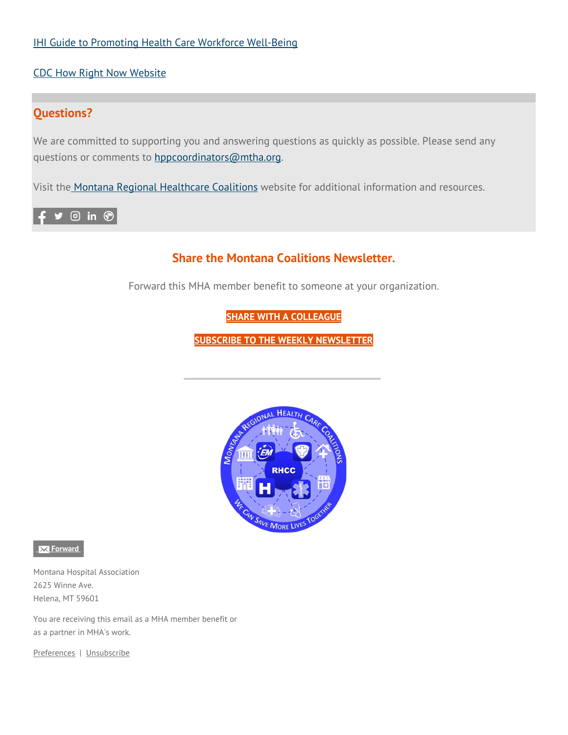IHI Guide to Promoting Health Care Workforce Well-Being

CDC How Right Now Website

## Questions?

We are committed to supporting you and answering questions as quickly as possible. Please send any questions or comments to hppcoordinators@mtha.org.

Visit the Montana Regional Healthcare Coalitions website for additional information and resources.

## Share the Montana Coalitions Newsletter.

Forward this MHA member benefit to someone at your organization.

**SHARE WITH A COLLEAGUE**

**SUBSCRIBE TO THE WEEKLY NEWSLETTER**

Forward

Montana Hospital Association
2625 Winne Ave.
Helena, MT 59601

You are receiving this email as a MHA member benefit or as a partner in MHA's work.

Preferences | Unsubscribe